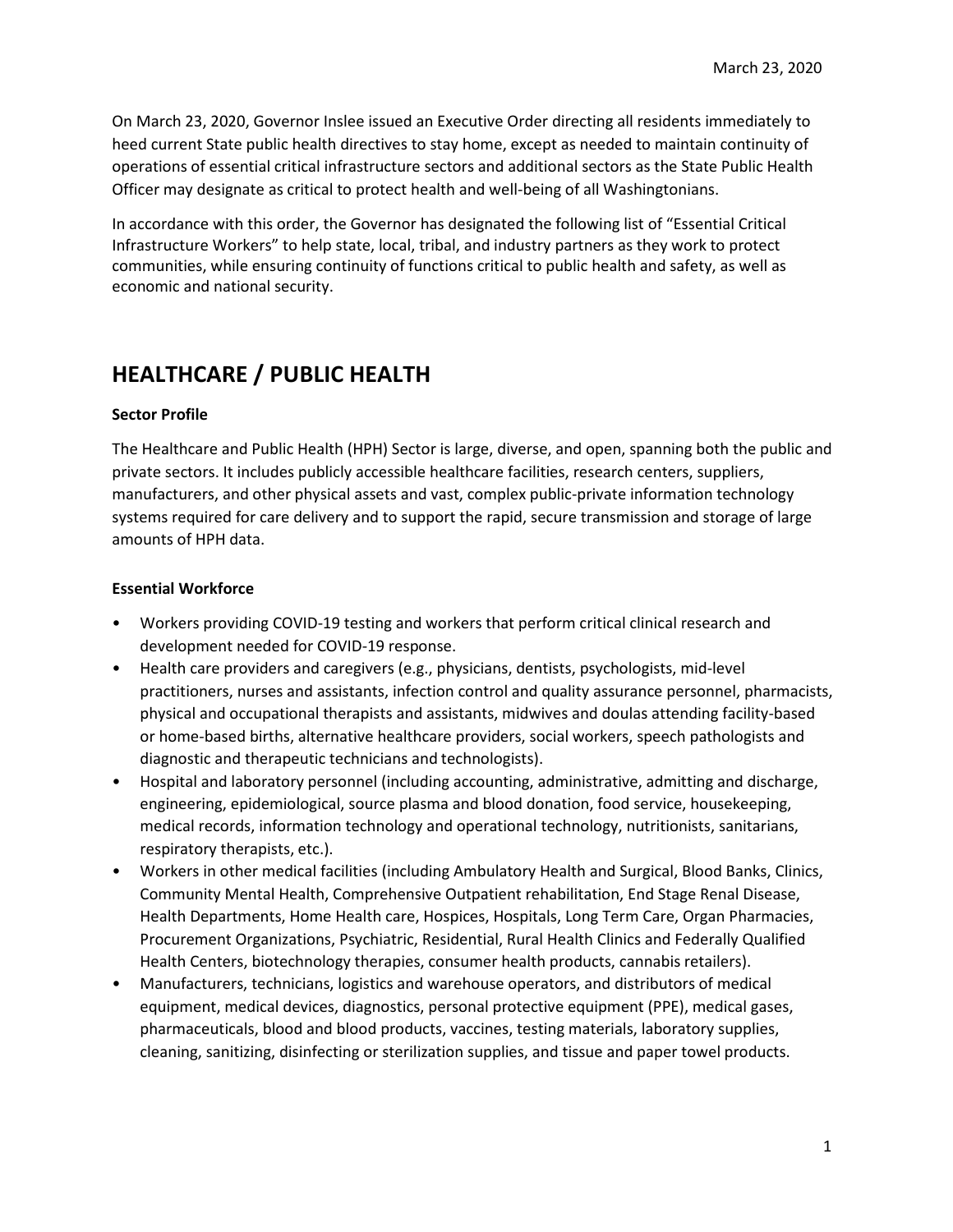March 23, 2020

On March 23, 2020, Governor Inslee issued an Executive Order directing all residents immediately to heed current State public health directives to stay home, except as needed to maintain continuity of operations of essential critical infrastructure sectors and additional sectors as the State Public Health Officer may designate as critical to protect health and well-being of all Washingtonians.

In accordance with this order, the Governor has designated the following list of "Essential Critical Infrastructure Workers" to help state, local, tribal, and industry partners as they work to protect communities, while ensuring continuity of functions critical to public health and safety, as well as economic and national security.

# HEALTHCARE / PUBLIC HEALTH

**Sector Profile**

The Healthcare and Public Health (HPH) Sector is large, diverse, and open, spanning both the public and private sectors. It includes publicly accessible healthcare facilities, research centers, suppliers, manufacturers, and other physical assets and vast, complex public-private information technology systems required for care delivery and to support the rapid, secure transmission and storage of large amounts of HPH data.

**Essential Workforce**

- Workers providing COVID-19 testing and workers that perform critical clinical research and development needed for COVID-19 response.
- Health care providers and caregivers (e.g., physicians, dentists, psychologists, mid-level practitioners, nurses and assistants, infection control and quality assurance personnel, pharmacists, physical and occupational therapists and assistants, midwives and doulas attending facility-based or home-based births, alternative healthcare providers, social workers, speech pathologists and diagnostic and therapeutic technicians and technologists).
- Hospital and laboratory personnel (including accounting, administrative, admitting and discharge, engineering, epidemiological, source plasma and blood donation, food service, housekeeping, medical records, information technology and operational technology, nutritionists, sanitarians, respiratory therapists, etc.).
- Workers in other medical facilities (including Ambulatory Health and Surgical, Blood Banks, Clinics, Community Mental Health, Comprehensive Outpatient rehabilitation, End Stage Renal Disease, Health Departments, Home Health care, Hospices, Hospitals, Long Term Care, Organ Pharmacies, Procurement Organizations, Psychiatric, Residential, Rural Health Clinics and Federally Qualified Health Centers, biotechnology therapies, consumer health products, cannabis retailers).
- Manufacturers, technicians, logistics and warehouse operators, and distributors of medical equipment, medical devices, diagnostics, personal protective equipment (PPE), medical gases, pharmaceuticals, blood and blood products, vaccines, testing materials, laboratory supplies, cleaning, sanitizing, disinfecting or sterilization supplies, and tissue and paper towel products.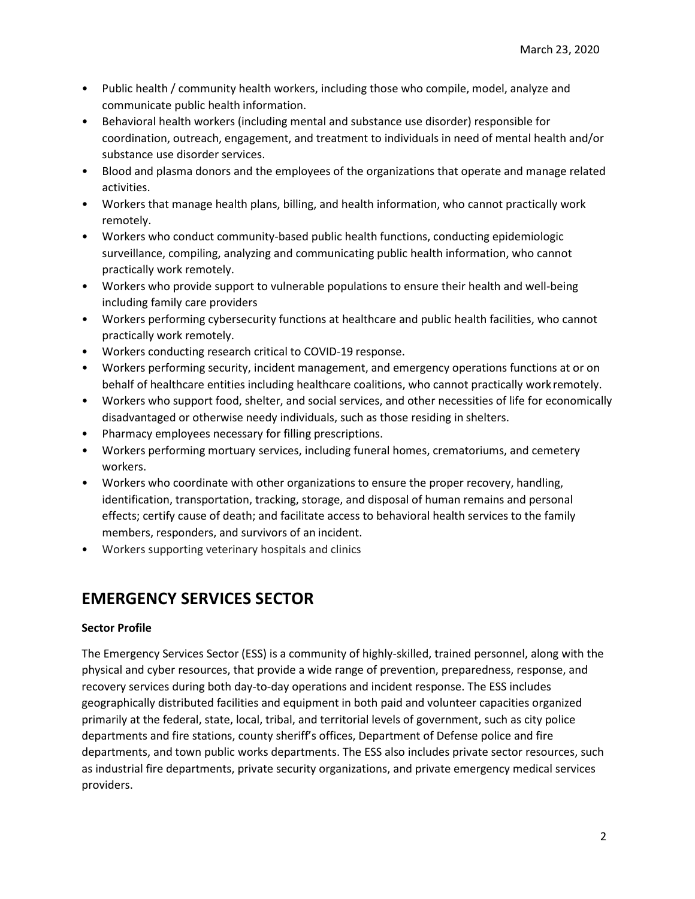- Public health / community health workers, including those who compile, model, analyze and communicate public health information.
- Behavioral health workers (including mental and substance use disorder) responsible for coordination, outreach, engagement, and treatment to individuals in need of mental health and/or substance use disorder services.
- Blood and plasma donors and the employees of the organizations that operate and manage related activities.
- Workers that manage health plans, billing, and health information, who cannot practically work remotely.
- Workers who conduct community-based public health functions, conducting epidemiologic surveillance, compiling, analyzing and communicating public health information, who cannot practically work remotely.
- Workers who provide support to vulnerable populations to ensure their health and well-being including family care providers
- Workers performing cybersecurity functions at healthcare and public health facilities, who cannot practically work remotely.
- Workers conducting research critical to COVID-19 response.
- Workers performing security, incident management, and emergency operations functions at or on behalf of healthcare entities including healthcare coalitions, who cannot practically work remotely.
- Workers who support food, shelter, and social services, and other necessities of life for economically disadvantaged or otherwise needy individuals, such as those residing in shelters.
- Pharmacy employees necessary for filling prescriptions.
- Workers performing mortuary services, including funeral homes, crematoriums, and cemetery workers.
- Workers who coordinate with other organizations to ensure the proper recovery, handling, identification, transportation, tracking, storage, and disposal of human remains and personal effects; certify cause of death; and facilitate access to behavioral health services to the family members, responders, and survivors of an incident.
- Workers supporting veterinary hospitals and clinics

## EMERGENCY SERVICES SECTOR

**Sector Profile**

The Emergency Services Sector (ESS) is a community of highly-skilled, trained personnel, along with the physical and cyber resources, that provide a wide range of prevention, preparedness, response, and recovery services during both day-to-day operations and incident response. The ESS includes geographically distributed facilities and equipment in both paid and volunteer capacities organized primarily at the federal, state, local, tribal, and territorial levels of government, such as city police departments and fire stations, county sheriff's offices, Department of Defense police and fire departments, and town public works departments. The ESS also includes private sector resources, such as industrial fire departments, private security organizations, and private emergency medical services providers.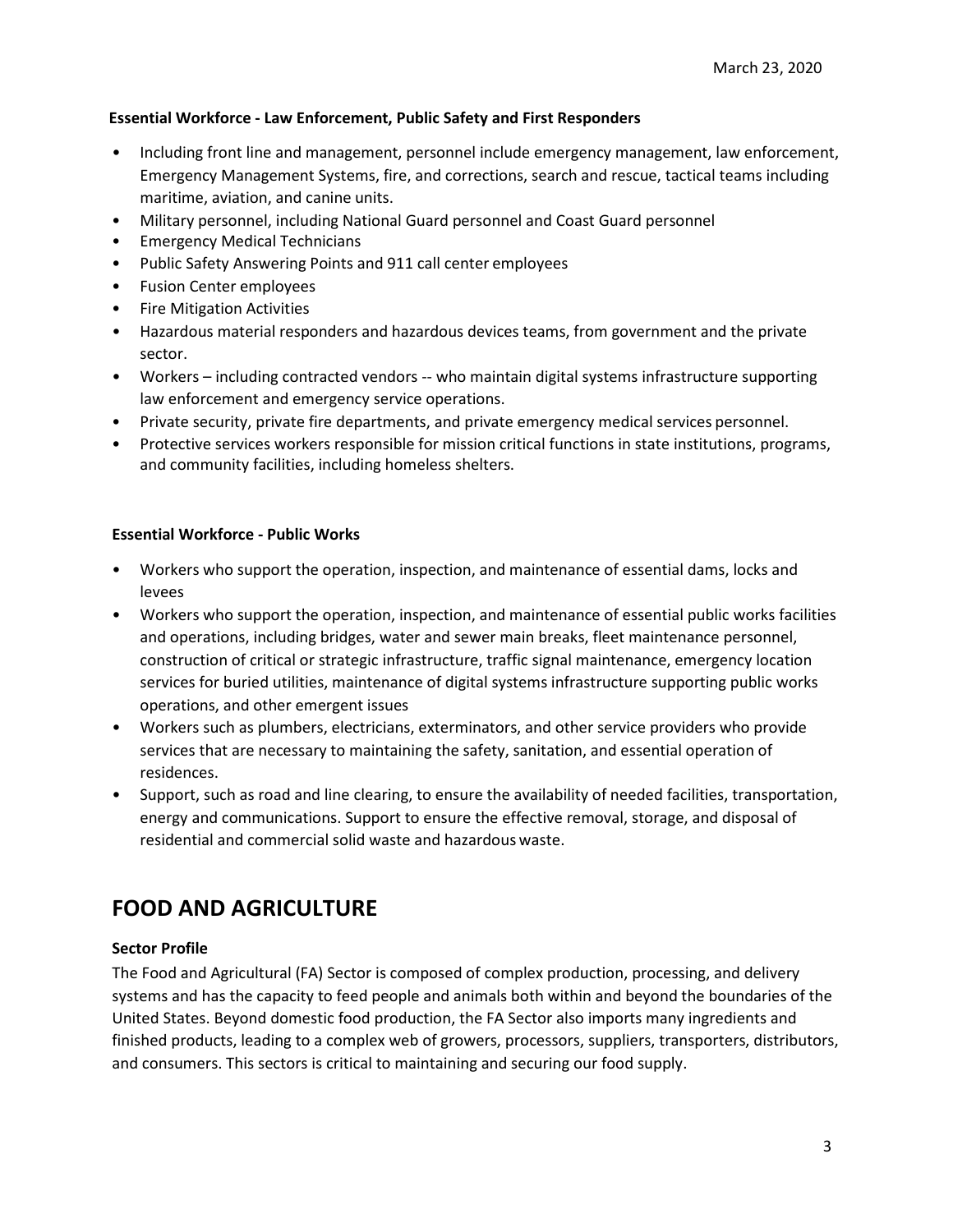March 23, 2020

**Essential Workforce - Law Enforcement, Public Safety and First Responders**

- Including front line and management, personnel include emergency management, law enforcement, Emergency Management Systems, fire, and corrections, search and rescue, tactical teams including maritime, aviation, and canine units.
- Military personnel, including National Guard personnel and Coast Guard personnel
- Emergency Medical Technicians
- Public Safety Answering Points and 911 call center employees
- Fusion Center employees
- Fire Mitigation Activities
- Hazardous material responders and hazardous devices teams, from government and the private sector.
- Workers – including contracted vendors -- who maintain digital systems infrastructure supporting law enforcement and emergency service operations.
- Private security, private fire departments, and private emergency medical services personnel.
- Protective services workers responsible for mission critical functions in state institutions, programs, and community facilities, including homeless shelters.

**Essential Workforce - Public Works**

- Workers who support the operation, inspection, and maintenance of essential dams, locks and levees
- Workers who support the operation, inspection, and maintenance of essential public works facilities and operations, including bridges, water and sewer main breaks, fleet maintenance personnel, construction of critical or strategic infrastructure, traffic signal maintenance, emergency location services for buried utilities, maintenance of digital systems infrastructure supporting public works operations, and other emergent issues
- Workers such as plumbers, electricians, exterminators, and other service providers who provide services that are necessary to maintaining the safety, sanitation, and essential operation of residences.
- Support, such as road and line clearing, to ensure the availability of needed facilities, transportation, energy and communications. Support to ensure the effective removal, storage, and disposal of residential and commercial solid waste and hazardous waste.

# FOOD AND AGRICULTURE

**Sector Profile**

The Food and Agricultural (FA) Sector is composed of complex production, processing, and delivery systems and has the capacity to feed people and animals both within and beyond the boundaries of the United States. Beyond domestic food production, the FA Sector also imports many ingredients and finished products, leading to a complex web of growers, processors, suppliers, transporters, distributors, and consumers. This sectors is critical to maintaining and securing our food supply.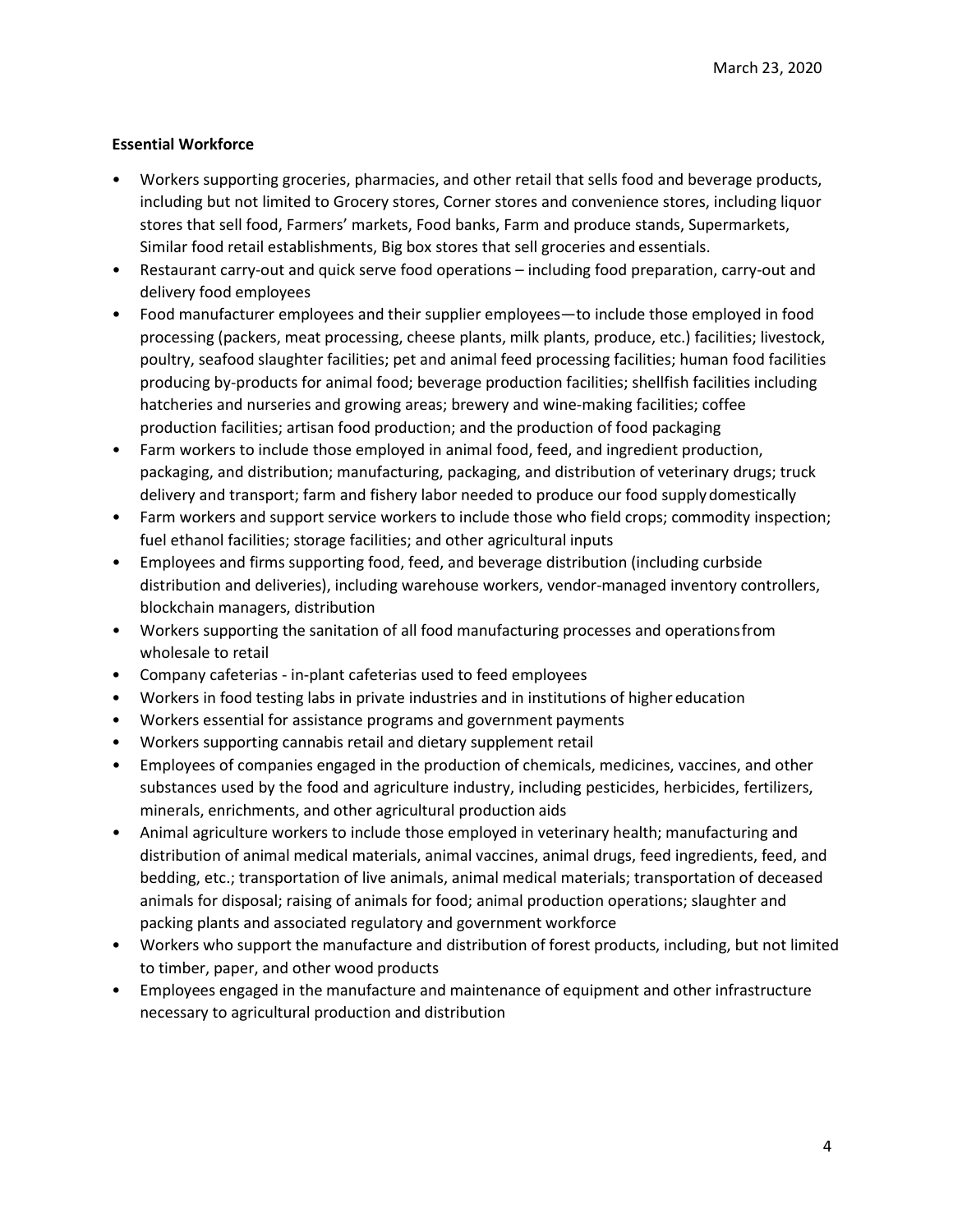March 23, 2020

**Essential Workforce**

- Workers supporting groceries, pharmacies, and other retail that sells food and beverage products, including but not limited to Grocery stores, Corner stores and convenience stores, including liquor stores that sell food, Farmers' markets, Food banks, Farm and produce stands, Supermarkets, Similar food retail establishments, Big box stores that sell groceries and essentials.
- Restaurant carry-out and quick serve food operations – including food preparation, carry-out and delivery food employees
- Food manufacturer employees and their supplier employees—to include those employed in food processing (packers, meat processing, cheese plants, milk plants, produce, etc.) facilities; livestock, poultry, seafood slaughter facilities; pet and animal feed processing facilities; human food facilities producing by-products for animal food; beverage production facilities; shellfish facilities including hatcheries and nurseries and growing areas; brewery and wine-making facilities; coffee production facilities; artisan food production; and the production of food packaging
- Farm workers to include those employed in animal food, feed, and ingredient production, packaging, and distribution; manufacturing, packaging, and distribution of veterinary drugs; truck delivery and transport; farm and fishery labor needed to produce our food supply domestically
- Farm workers and support service workers to include those who field crops; commodity inspection; fuel ethanol facilities; storage facilities; and other agricultural inputs
- Employees and firms supporting food, feed, and beverage distribution (including curbside distribution and deliveries), including warehouse workers, vendor-managed inventory controllers, blockchain managers, distribution
- Workers supporting the sanitation of all food manufacturing processes and operations from wholesale to retail
- Company cafeterias - in-plant cafeterias used to feed employees
- Workers in food testing labs in private industries and in institutions of higher education
- Workers essential for assistance programs and government payments
- Workers supporting cannabis retail and dietary supplement retail
- Employees of companies engaged in the production of chemicals, medicines, vaccines, and other substances used by the food and agriculture industry, including pesticides, herbicides, fertilizers, minerals, enrichments, and other agricultural production aids
- Animal agriculture workers to include those employed in veterinary health; manufacturing and distribution of animal medical materials, animal vaccines, animal drugs, feed ingredients, feed, and bedding, etc.; transportation of live animals, animal medical materials; transportation of deceased animals for disposal; raising of animals for food; animal production operations; slaughter and packing plants and associated regulatory and government workforce
- Workers who support the manufacture and distribution of forest products, including, but not limited to timber, paper, and other wood products
- Employees engaged in the manufacture and maintenance of equipment and other infrastructure necessary to agricultural production and distribution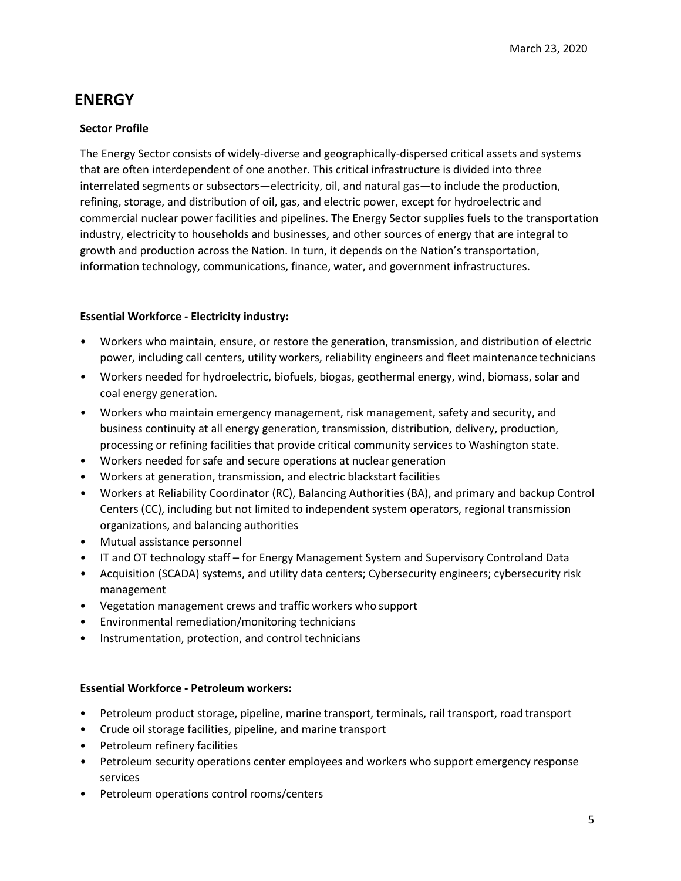March 23, 2020

# ENERGY

**Sector Profile**

The Energy Sector consists of widely-diverse and geographically-dispersed critical assets and systems that are often interdependent of one another. This critical infrastructure is divided into three interrelated segments or subsectors—electricity, oil, and natural gas—to include the production, refining, storage, and distribution of oil, gas, and electric power, except for hydroelectric and commercial nuclear power facilities and pipelines. The Energy Sector supplies fuels to the transportation industry, electricity to households and businesses, and other sources of energy that are integral to growth and production across the Nation. In turn, it depends on the Nation's transportation, information technology, communications, finance, water, and government infrastructures.

**Essential Workforce - Electricity industry:**

- Workers who maintain, ensure, or restore the generation, transmission, and distribution of electric power, including call centers, utility workers, reliability engineers and fleet maintenance technicians
- Workers needed for hydroelectric, biofuels, biogas, geothermal energy, wind, biomass, solar and coal energy generation.
- Workers who maintain emergency management, risk management, safety and security, and business continuity at all energy generation, transmission, distribution, delivery, production, processing or refining facilities that provide critical community services to Washington state.
- Workers needed for safe and secure operations at nuclear generation
- Workers at generation, transmission, and electric blackstart facilities
- Workers at Reliability Coordinator (RC), Balancing Authorities (BA), and primary and backup Control Centers (CC), including but not limited to independent system operators, regional transmission organizations, and balancing authorities
- Mutual assistance personnel
- IT and OT technology staff – for Energy Management System and Supervisory Control and Data
- Acquisition (SCADA) systems, and utility data centers; Cybersecurity engineers; cybersecurity risk management
- Vegetation management crews and traffic workers who support
- Environmental remediation/monitoring technicians
- Instrumentation, protection, and control technicians

**Essential Workforce - Petroleum workers:**

- Petroleum product storage, pipeline, marine transport, terminals, rail transport, road transport
- Crude oil storage facilities, pipeline, and marine transport
- Petroleum refinery facilities
- Petroleum security operations center employees and workers who support emergency response services
- Petroleum operations control rooms/centers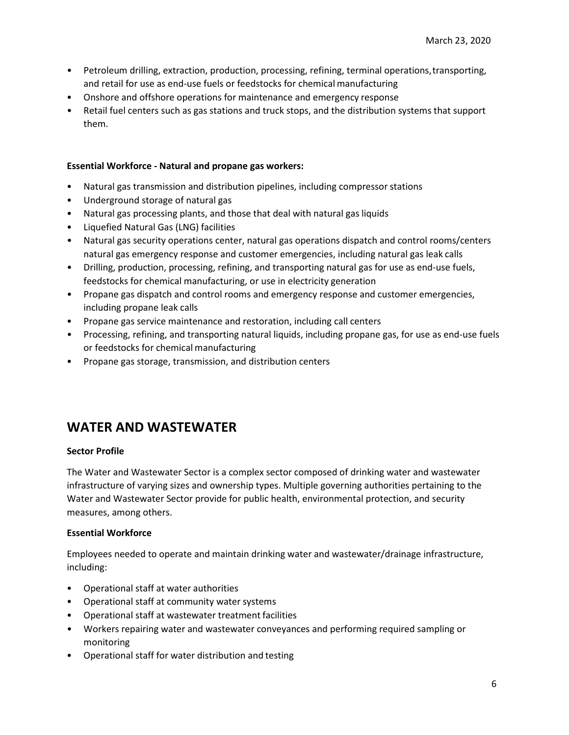- Petroleum drilling, extraction, production, processing, refining, terminal operations, transporting, and retail for use as end-use fuels or feedstocks for chemical manufacturing
- Onshore and offshore operations for maintenance and emergency response
- Retail fuel centers such as gas stations and truck stops, and the distribution systems that support them.

**Essential Workforce - Natural and propane gas workers:**

- Natural gas transmission and distribution pipelines, including compressor stations
- Underground storage of natural gas
- Natural gas processing plants, and those that deal with natural gas liquids
- Liquefied Natural Gas (LNG) facilities
- Natural gas security operations center, natural gas operations dispatch and control rooms/centers natural gas emergency response and customer emergencies, including natural gas leak calls
- Drilling, production, processing, refining, and transporting natural gas for use as end-use fuels, feedstocks for chemical manufacturing, or use in electricity generation
- Propane gas dispatch and control rooms and emergency response and customer emergencies, including propane leak calls
- Propane gas service maintenance and restoration, including call centers
- Processing, refining, and transporting natural liquids, including propane gas, for use as end-use fuels or feedstocks for chemical manufacturing
- Propane gas storage, transmission, and distribution centers

## WATER AND WASTEWATER

**Sector Profile**

The Water and Wastewater Sector is a complex sector composed of drinking water and wastewater infrastructure of varying sizes and ownership types. Multiple governing authorities pertaining to the Water and Wastewater Sector provide for public health, environmental protection, and security measures, among others.

**Essential Workforce**

Employees needed to operate and maintain drinking water and wastewater/drainage infrastructure, including:

- Operational staff at water authorities
- Operational staff at community water systems
- Operational staff at wastewater treatment facilities
- Workers repairing water and wastewater conveyances and performing required sampling or monitoring
- Operational staff for water distribution and testing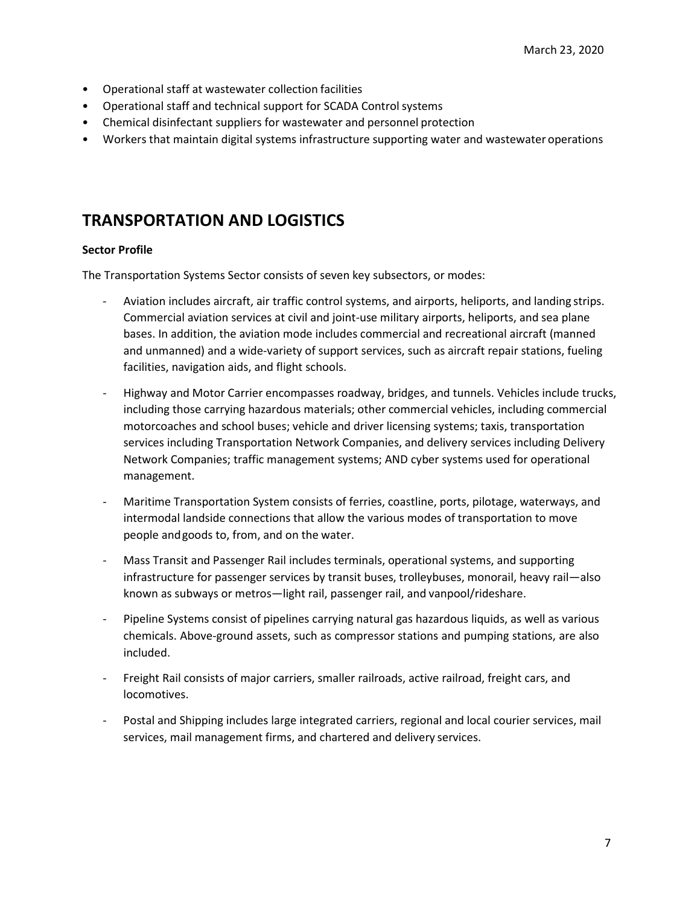- Operational staff at wastewater collection facilities
- Operational staff and technical support for SCADA Control systems
- Chemical disinfectant suppliers for wastewater and personnel protection
- Workers that maintain digital systems infrastructure supporting water and wastewater operations

## TRANSPORTATION AND LOGISTICS

**Sector Profile**

The Transportation Systems Sector consists of seven key subsectors, or modes:

- Aviation includes aircraft, air traffic control systems, and airports, heliports, and landing strips. Commercial aviation services at civil and joint-use military airports, heliports, and sea plane bases. In addition, the aviation mode includes commercial and recreational aircraft (manned and unmanned) and a wide-variety of support services, such as aircraft repair stations, fueling facilities, navigation aids, and flight schools.
- Highway and Motor Carrier encompasses roadway, bridges, and tunnels. Vehicles include trucks, including those carrying hazardous materials; other commercial vehicles, including commercial motorcoaches and school buses; vehicle and driver licensing systems; taxis, transportation services including Transportation Network Companies, and delivery services including Delivery Network Companies; traffic management systems; AND cyber systems used for operational management.
- Maritime Transportation System consists of ferries, coastline, ports, pilotage, waterways, and intermodal landside connections that allow the various modes of transportation to move people and goods to, from, and on the water.
- Mass Transit and Passenger Rail includes terminals, operational systems, and supporting infrastructure for passenger services by transit buses, trolleybuses, monorail, heavy rail—also known as subways or metros—light rail, passenger rail, and vanpool/rideshare.
- Pipeline Systems consist of pipelines carrying natural gas hazardous liquids, as well as various chemicals. Above-ground assets, such as compressor stations and pumping stations, are also included.
- Freight Rail consists of major carriers, smaller railroads, active railroad, freight cars, and locomotives.
- Postal and Shipping includes large integrated carriers, regional and local courier services, mail services, mail management firms, and chartered and delivery services.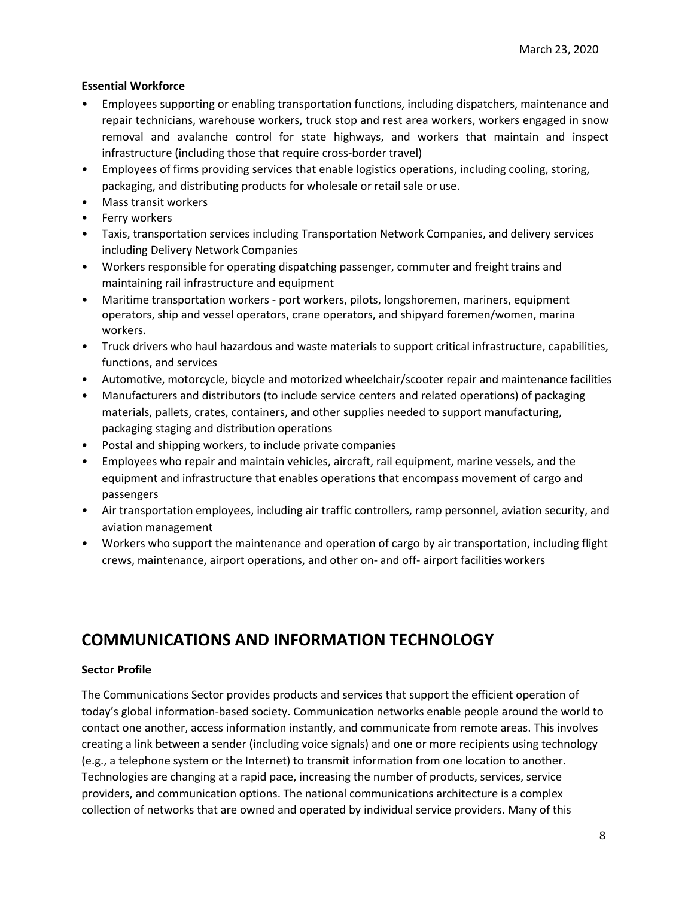**Essential Workforce**

- Employees supporting or enabling transportation functions, including dispatchers, maintenance and repair technicians, warehouse workers, truck stop and rest area workers, workers engaged in snow removal and avalanche control for state highways, and workers that maintain and inspect infrastructure (including those that require cross-border travel)
- Employees of firms providing services that enable logistics operations, including cooling, storing, packaging, and distributing products for wholesale or retail sale or use.
- Mass transit workers
- Ferry workers
- Taxis, transportation services including Transportation Network Companies, and delivery services including Delivery Network Companies
- Workers responsible for operating dispatching passenger, commuter and freight trains and maintaining rail infrastructure and equipment
- Maritime transportation workers - port workers, pilots, longshoremen, mariners, equipment operators, ship and vessel operators, crane operators, and shipyard foremen/women, marina workers.
- Truck drivers who haul hazardous and waste materials to support critical infrastructure, capabilities, functions, and services
- Automotive, motorcycle, bicycle and motorized wheelchair/scooter repair and maintenance facilities
- Manufacturers and distributors (to include service centers and related operations) of packaging materials, pallets, crates, containers, and other supplies needed to support manufacturing, packaging staging and distribution operations
- Postal and shipping workers, to include private companies
- Employees who repair and maintain vehicles, aircraft, rail equipment, marine vessels, and the equipment and infrastructure that enables operations that encompass movement of cargo and passengers
- Air transportation employees, including air traffic controllers, ramp personnel, aviation security, and aviation management
- Workers who support the maintenance and operation of cargo by air transportation, including flight crews, maintenance, airport operations, and other on- and off- airport facilities workers

## COMMUNICATIONS AND INFORMATION TECHNOLOGY

**Sector Profile**

The Communications Sector provides products and services that support the efficient operation of today's global information-based society. Communication networks enable people around the world to contact one another, access information instantly, and communicate from remote areas. This involves creating a link between a sender (including voice signals) and one or more recipients using technology (e.g., a telephone system or the Internet) to transmit information from one location to another. Technologies are changing at a rapid pace, increasing the number of products, services, service providers, and communication options. The national communications architecture is a complex collection of networks that are owned and operated by individual service providers. Many of this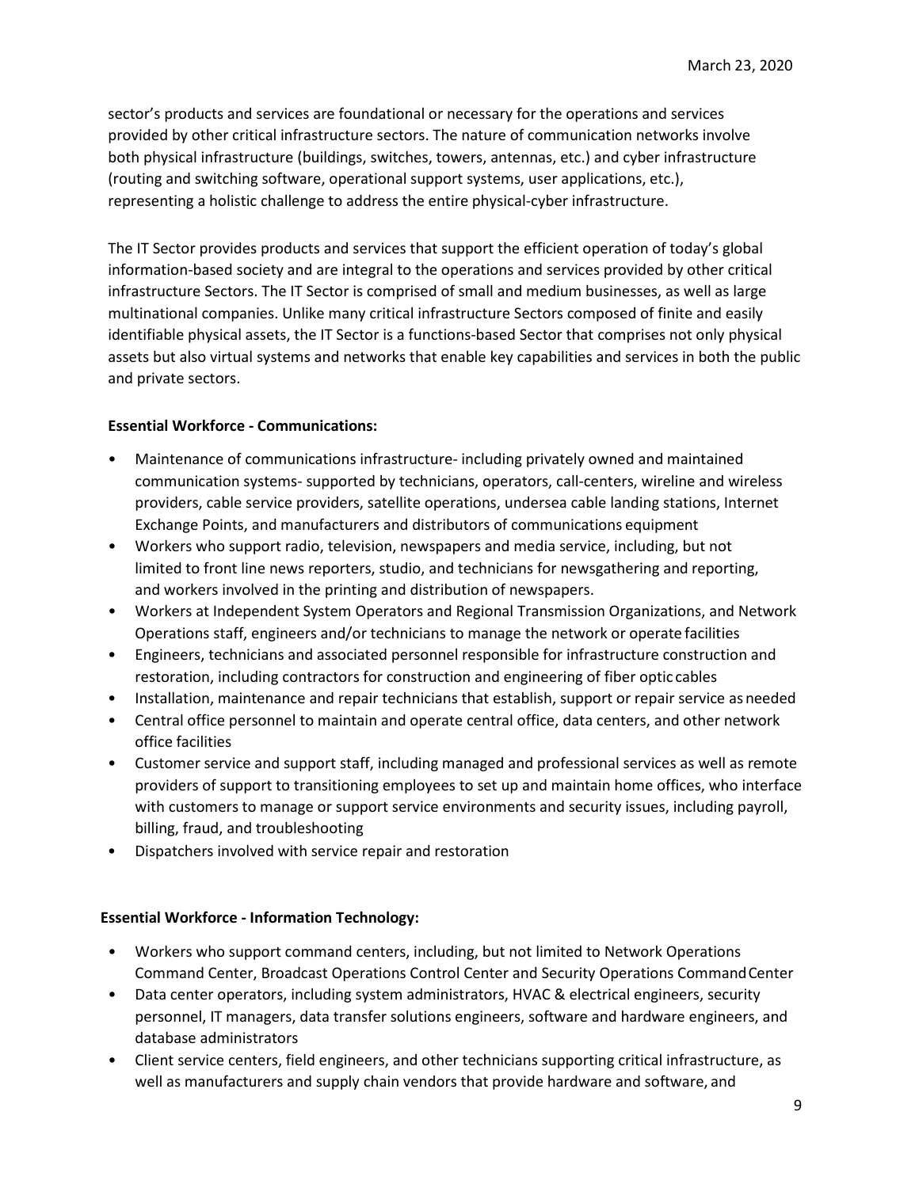sector's products and services are foundational or necessary for the operations and services provided by other critical infrastructure sectors. The nature of communication networks involve both physical infrastructure (buildings, switches, towers, antennas, etc.) and cyber infrastructure (routing and switching software, operational support systems, user applications, etc.), representing a holistic challenge to address the entire physical-cyber infrastructure.

The IT Sector provides products and services that support the efficient operation of today's global information-based society and are integral to the operations and services provided by other critical infrastructure Sectors. The IT Sector is comprised of small and medium businesses, as well as large multinational companies. Unlike many critical infrastructure Sectors composed of finite and easily identifiable physical assets, the IT Sector is a functions-based Sector that comprises not only physical assets but also virtual systems and networks that enable key capabilities and services in both the public and private sectors.

**Essential Workforce - Communications:**

- Maintenance of communications infrastructure- including privately owned and maintained communication systems- supported by technicians, operators, call-centers, wireline and wireless providers, cable service providers, satellite operations, undersea cable landing stations, Internet Exchange Points, and manufacturers and distributors of communications equipment
- Workers who support radio, television, newspapers and media service, including, but not limited to front line news reporters, studio, and technicians for newsgathering and reporting, and workers involved in the printing and distribution of newspapers.
- Workers at Independent System Operators and Regional Transmission Organizations, and Network Operations staff, engineers and/or technicians to manage the network or operate facilities
- Engineers, technicians and associated personnel responsible for infrastructure construction and restoration, including contractors for construction and engineering of fiber optic cables
- Installation, maintenance and repair technicians that establish, support or repair service as needed
- Central office personnel to maintain and operate central office, data centers, and other network office facilities
- Customer service and support staff, including managed and professional services as well as remote providers of support to transitioning employees to set up and maintain home offices, who interface with customers to manage or support service environments and security issues, including payroll, billing, fraud, and troubleshooting
- Dispatchers involved with service repair and restoration

**Essential Workforce - Information Technology:**

- Workers who support command centers, including, but not limited to Network Operations Command Center, Broadcast Operations Control Center and Security Operations Command Center
- Data center operators, including system administrators, HVAC & electrical engineers, security personnel, IT managers, data transfer solutions engineers, software and hardware engineers, and database administrators
- Client service centers, field engineers, and other technicians supporting critical infrastructure, as well as manufacturers and supply chain vendors that provide hardware and software, and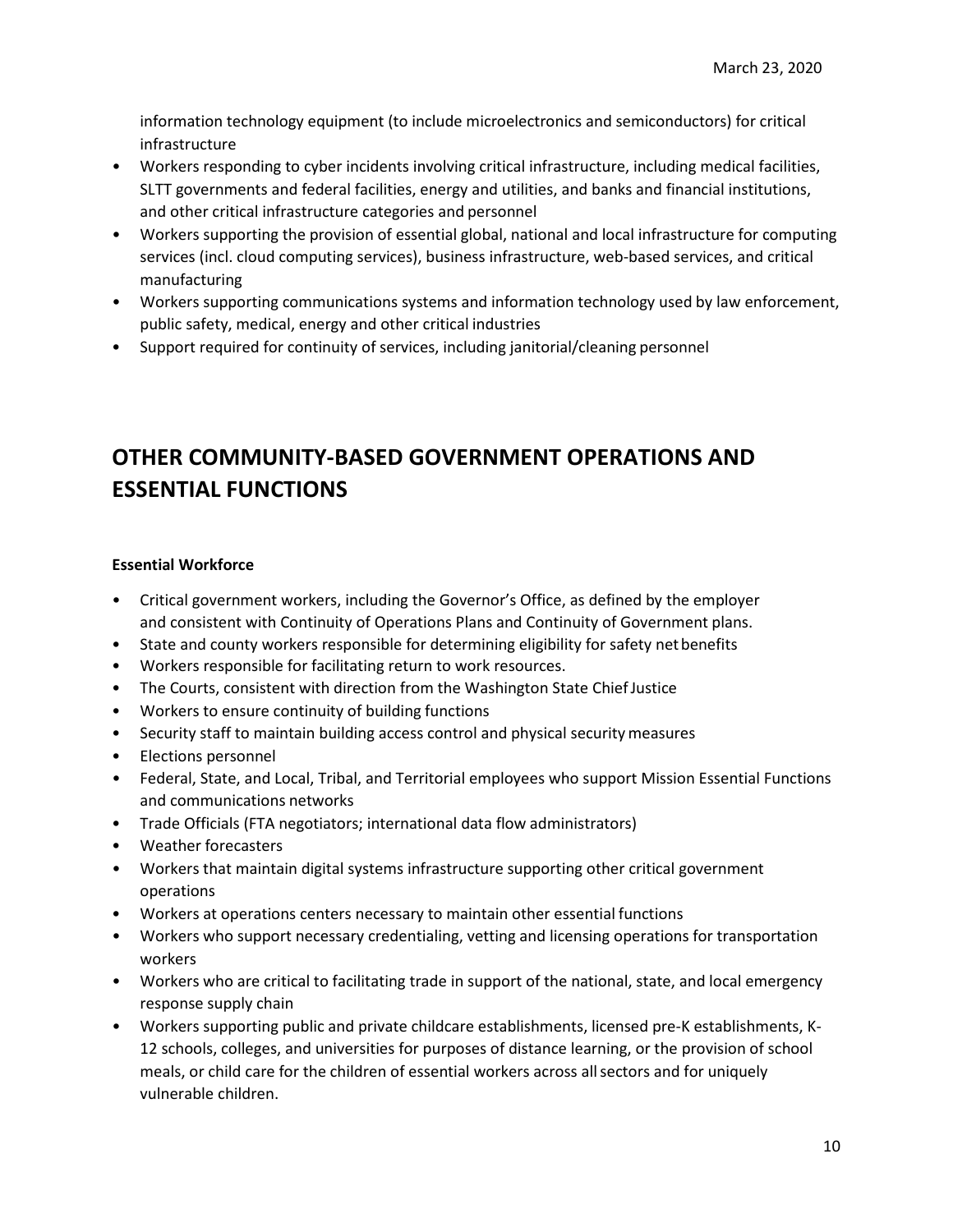information technology equipment (to include microelectronics and semiconductors) for critical infrastructure

- Workers responding to cyber incidents involving critical infrastructure, including medical facilities, SLTT governments and federal facilities, energy and utilities, and banks and financial institutions, and other critical infrastructure categories and personnel
- Workers supporting the provision of essential global, national and local infrastructure for computing services (incl. cloud computing services), business infrastructure, web-based services, and critical manufacturing
- Workers supporting communications systems and information technology used by law enforcement, public safety, medical, energy and other critical industries
- Support required for continuity of services, including janitorial/cleaning personnel

# OTHER COMMUNITY-BASED GOVERNMENT OPERATIONS AND ESSENTIAL FUNCTIONS

**Essential Workforce**

- Critical government workers, including the Governor's Office, as defined by the employer and consistent with Continuity of Operations Plans and Continuity of Government plans.
- State and county workers responsible for determining eligibility for safety net benefits
- Workers responsible for facilitating return to work resources.
- The Courts, consistent with direction from the Washington State Chief Justice
- Workers to ensure continuity of building functions
- Security staff to maintain building access control and physical security measures
- Elections personnel
- Federal, State, and Local, Tribal, and Territorial employees who support Mission Essential Functions and communications networks
- Trade Officials (FTA negotiators; international data flow administrators)
- Weather forecasters
- Workers that maintain digital systems infrastructure supporting other critical government operations
- Workers at operations centers necessary to maintain other essential functions
- Workers who support necessary credentialing, vetting and licensing operations for transportation workers
- Workers who are critical to facilitating trade in support of the national, state, and local emergency response supply chain
- Workers supporting public and private childcare establishments, licensed pre-K establishments, K-12 schools, colleges, and universities for purposes of distance learning, or the provision of school meals, or child care for the children of essential workers across all sectors and for uniquely vulnerable children.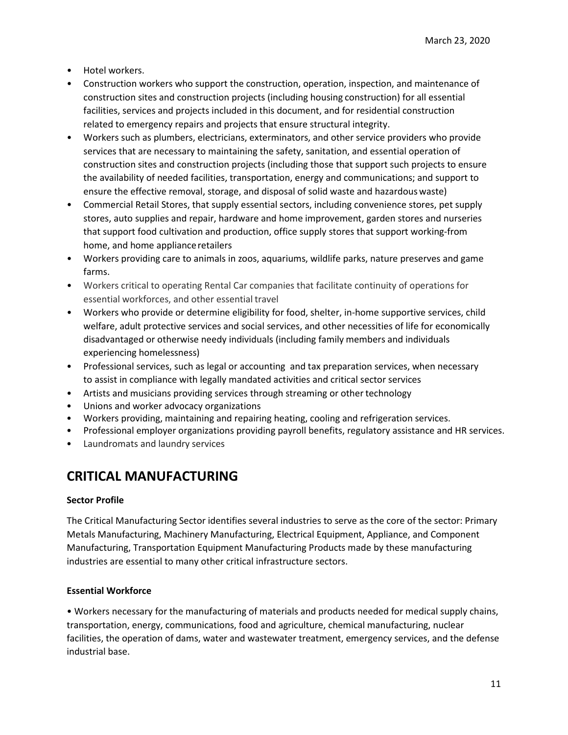- Hotel workers.
- Construction workers who support the construction, operation, inspection, and maintenance of construction sites and construction projects (including housing construction) for all essential facilities, services and projects included in this document, and for residential construction related to emergency repairs and projects that ensure structural integrity.
- Workers such as plumbers, electricians, exterminators, and other service providers who provide services that are necessary to maintaining the safety, sanitation, and essential operation of construction sites and construction projects (including those that support such projects to ensure the availability of needed facilities, transportation, energy and communications; and support to ensure the effective removal, storage, and disposal of solid waste and hazardous waste)
- Commercial Retail Stores, that supply essential sectors, including convenience stores, pet supply stores, auto supplies and repair, hardware and home improvement, garden stores and nurseries that support food cultivation and production, office supply stores that support working-from home, and home appliance retailers
- Workers providing care to animals in zoos, aquariums, wildlife parks, nature preserves and game farms.
- Workers critical to operating Rental Car companies that facilitate continuity of operations for essential workforces, and other essential travel
- Workers who provide or determine eligibility for food, shelter, in-home supportive services, child welfare, adult protective services and social services, and other necessities of life for economically disadvantaged or otherwise needy individuals (including family members and individuals experiencing homelessness)
- Professional services, such as legal or accounting and tax preparation services, when necessary to assist in compliance with legally mandated activities and critical sector services
- Artists and musicians providing services through streaming or other technology
- Unions and worker advocacy organizations
- Workers providing, maintaining and repairing heating, cooling and refrigeration services.
- Professional employer organizations providing payroll benefits, regulatory assistance and HR services.
- Laundromats and laundry services

## CRITICAL MANUFACTURING

**Sector Profile**

The Critical Manufacturing Sector identifies several industries to serve as the core of the sector: Primary Metals Manufacturing, Machinery Manufacturing, Electrical Equipment, Appliance, and Component Manufacturing, Transportation Equipment Manufacturing Products made by these manufacturing industries are essential to many other critical infrastructure sectors.

**Essential Workforce**

- Workers necessary for the manufacturing of materials and products needed for medical supply chains, transportation, energy, communications, food and agriculture, chemical manufacturing, nuclear facilities, the operation of dams, water and wastewater treatment, emergency services, and the defense industrial base.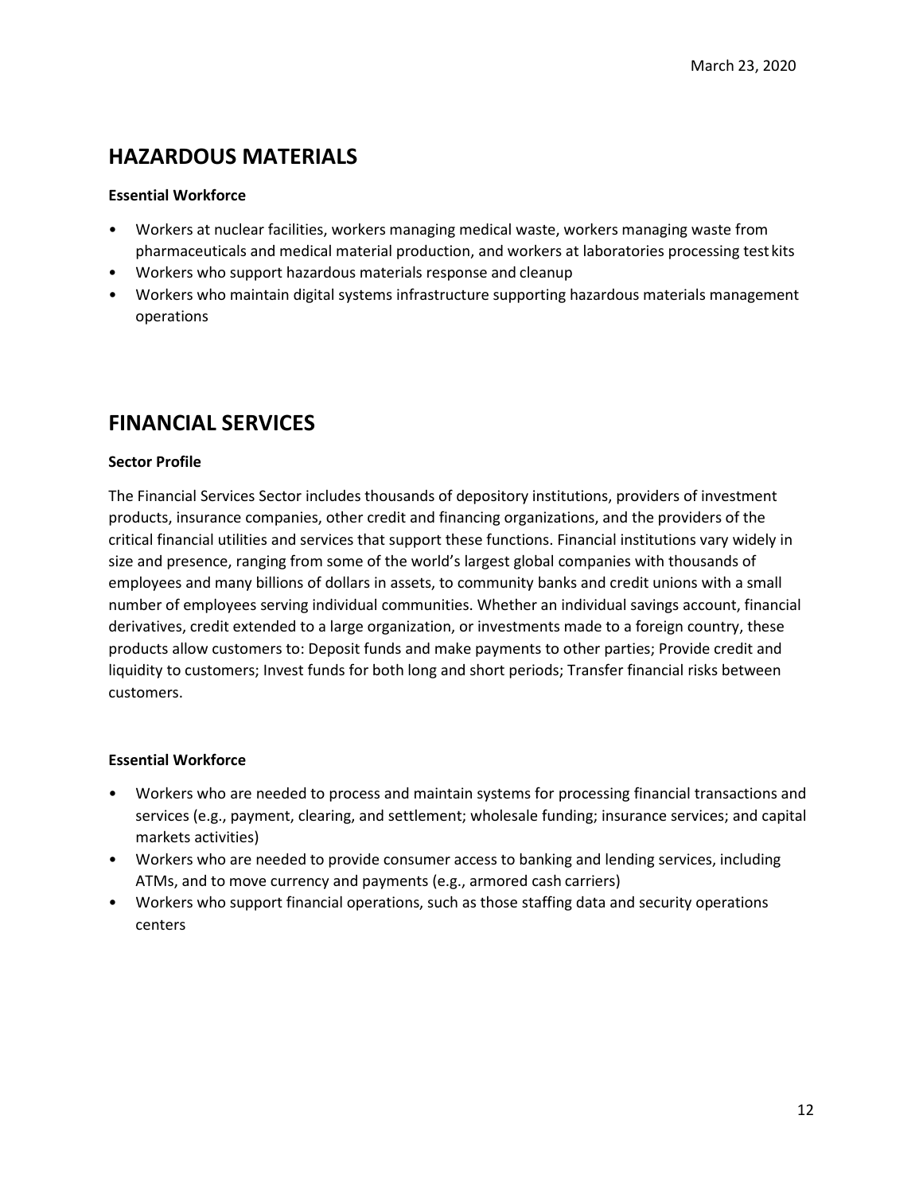## HAZARDOUS MATERIALS

**Essential Workforce**

- Workers at nuclear facilities, workers managing medical waste, workers managing waste from pharmaceuticals and medical material production, and workers at laboratories processing test kits
- Workers who support hazardous materials response and cleanup
- Workers who maintain digital systems infrastructure supporting hazardous materials management operations

## FINANCIAL SERVICES

**Sector Profile**

The Financial Services Sector includes thousands of depository institutions, providers of investment products, insurance companies, other credit and financing organizations, and the providers of the critical financial utilities and services that support these functions. Financial institutions vary widely in size and presence, ranging from some of the world's largest global companies with thousands of employees and many billions of dollars in assets, to community banks and credit unions with a small number of employees serving individual communities. Whether an individual savings account, financial derivatives, credit extended to a large organization, or investments made to a foreign country, these products allow customers to: Deposit funds and make payments to other parties; Provide credit and liquidity to customers; Invest funds for both long and short periods; Transfer financial risks between customers.

**Essential Workforce**

- Workers who are needed to process and maintain systems for processing financial transactions and services (e.g., payment, clearing, and settlement; wholesale funding; insurance services; and capital markets activities)
- Workers who are needed to provide consumer access to banking and lending services, including ATMs, and to move currency and payments (e.g., armored cash carriers)
- Workers who support financial operations, such as those staffing data and security operations centers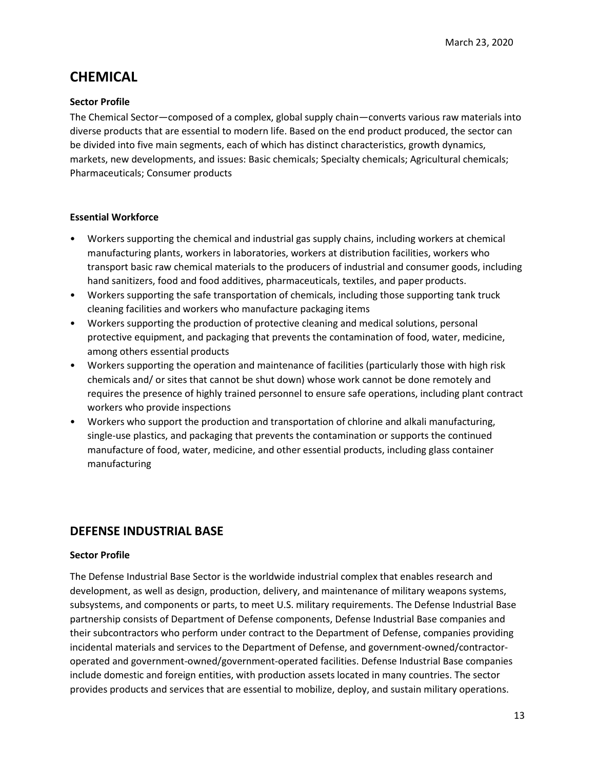## CHEMICAL

**Sector Profile**

The Chemical Sector—composed of a complex, global supply chain—converts various raw materials into diverse products that are essential to modern life. Based on the end product produced, the sector can be divided into five main segments, each of which has distinct characteristics, growth dynamics, markets, new developments, and issues: Basic chemicals; Specialty chemicals; Agricultural chemicals; Pharmaceuticals; Consumer products

**Essential Workforce**

- Workers supporting the chemical and industrial gas supply chains, including workers at chemical manufacturing plants, workers in laboratories, workers at distribution facilities, workers who transport basic raw chemical materials to the producers of industrial and consumer goods, including hand sanitizers, food and food additives, pharmaceuticals, textiles, and paper products.
- Workers supporting the safe transportation of chemicals, including those supporting tank truck cleaning facilities and workers who manufacture packaging items
- Workers supporting the production of protective cleaning and medical solutions, personal protective equipment, and packaging that prevents the contamination of food, water, medicine, among others essential products
- Workers supporting the operation and maintenance of facilities (particularly those with high risk chemicals and/ or sites that cannot be shut down) whose work cannot be done remotely and requires the presence of highly trained personnel to ensure safe operations, including plant contract workers who provide inspections
- Workers who support the production and transportation of chlorine and alkali manufacturing, single-use plastics, and packaging that prevents the contamination or supports the continued manufacture of food, water, medicine, and other essential products, including glass container manufacturing

## DEFENSE INDUSTRIAL BASE

**Sector Profile**

The Defense Industrial Base Sector is the worldwide industrial complex that enables research and development, as well as design, production, delivery, and maintenance of military weapons systems, subsystems, and components or parts, to meet U.S. military requirements. The Defense Industrial Base partnership consists of Department of Defense components, Defense Industrial Base companies and their subcontractors who perform under contract to the Department of Defense, companies providing incidental materials and services to the Department of Defense, and government-owned/contractor-operated and government-owned/government-operated facilities. Defense Industrial Base companies include domestic and foreign entities, with production assets located in many countries. The sector provides products and services that are essential to mobilize, deploy, and sustain military operations.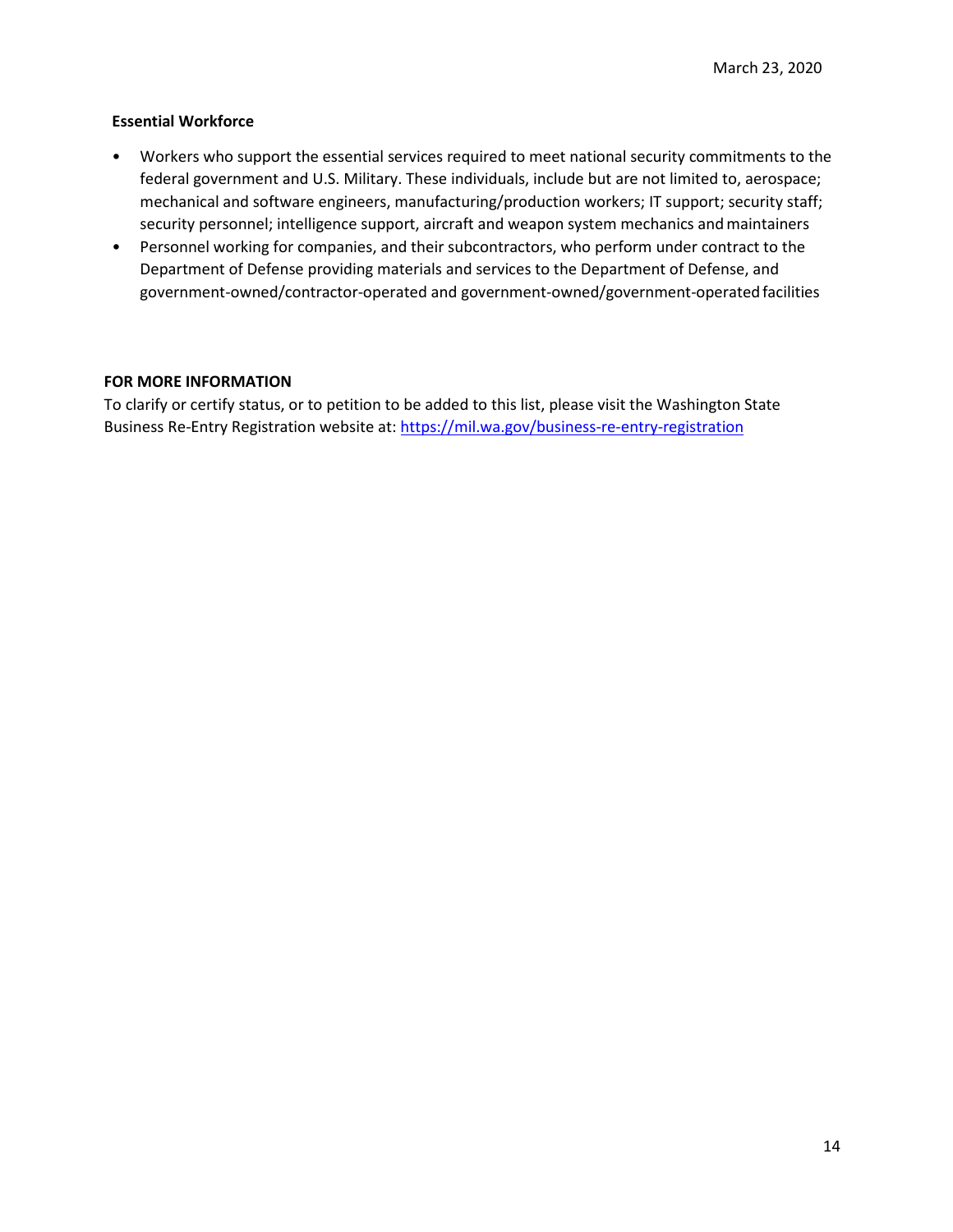March 23, 2020

**Essential Workforce**

- Workers who support the essential services required to meet national security commitments to the federal government and U.S. Military. These individuals, include but are not limited to, aerospace; mechanical and software engineers, manufacturing/production workers; IT support; security staff; security personnel; intelligence support, aircraft and weapon system mechanics and maintainers
- Personnel working for companies, and their subcontractors, who perform under contract to the Department of Defense providing materials and services to the Department of Defense, and government-owned/contractor-operated and government-owned/government-operated facilities

**FOR MORE INFORMATION**

To clarify or certify status, or to petition to be added to this list, please visit the Washington State Business Re-Entry Registration website at: https://mil.wa.gov/business-re-entry-registration